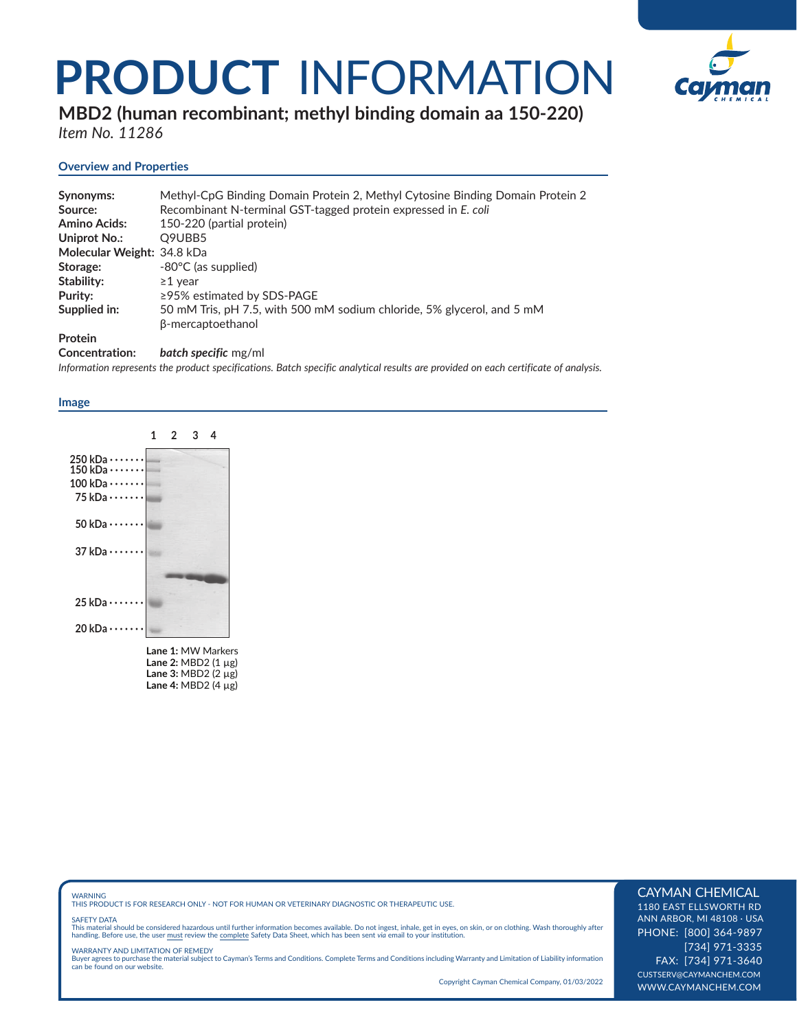# PRODUCT INFORMATION

## MBD2 (human recombinant; methyl binding domain aa 150-220)

*Item No. 11286*

### Overview and Properties

| | |
|---|---|
| **Synonyms:** | Methyl-CpG Binding Domain Protein 2, Methyl Cytosine Binding Domain Protein 2 |
| **Source:** | Recombinant N-terminal GST-tagged protein expressed in *E. coli* |
| **Amino Acids:** | 150-220 (partial protein) |
| **Uniprot No.:** | Q9UBB5 |
| **Molecular Weight:** | 34.8 kDa |
| **Storage:** | -80°C (as supplied) |
| **Stability:** | ≥1 year |
| **Purity:** | ≥95% estimated by SDS-PAGE |
| **Supplied in:** | 50 mM Tris, pH 7.5, with 500 mM sodium chloride, 5% glycerol, and 5 mM β-mercaptoethanol |
| **Protein Concentration:** | ***batch specific*** mg/ml |

*Information represents the product specifications. Batch specific analytical results are provided on each certificate of analysis.*

### Image

**Lane 1:** MW Markers
**Lane 2:** MBD2 (1 µg)
**Lane 3:** MBD2 (2 µg)
**Lane 4:** MBD2 (4 µg)

WARNING
THIS PRODUCT IS FOR RESEARCH ONLY - NOT FOR HUMAN OR VETERINARY DIAGNOSTIC OR THERAPEUTIC USE.

SAFETY DATA
This material should be considered hazardous until further information becomes available. Do not ingest, inhale, get in eyes, on skin, or on clothing. Wash thoroughly after handling. Before use, the user must review the complete Safety Data Sheet, which has been sent *via* email to your institution.

WARRANTY AND LIMITATION OF REMEDY
Buyer agrees to purchase the material subject to Cayman's Terms and Conditions. Complete Terms and Conditions including Warranty and Limitation of Liability information can be found on our website.

Copyright Cayman Chemical Company, 01/03/2022

CAYMAN CHEMICAL
1180 EAST ELLSWORTH RD
ANN ARBOR, MI 48108 · USA
PHONE: [800] 364-9897
[734] 971-3335
FAX: [734] 971-3640
CUSTSERV@CAYMANCHEM.COM
WWW.CAYMANCHEM.COM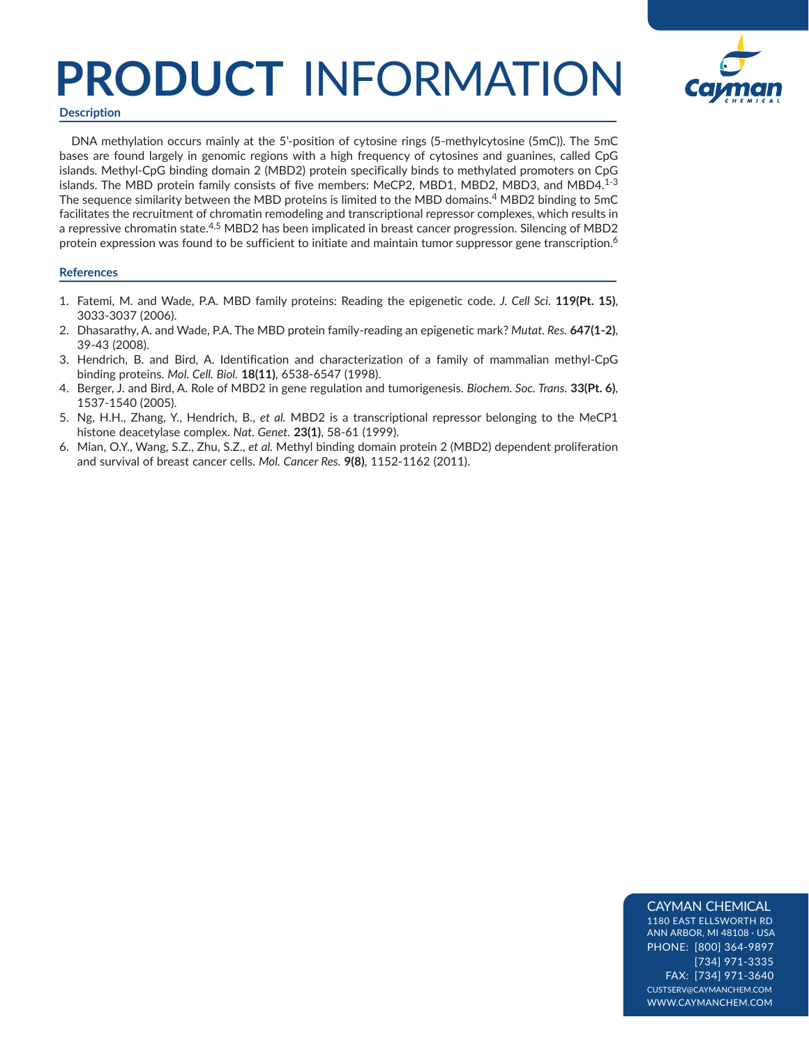# **PRODUCT** INFORMATION

### Description

DNA methylation occurs mainly at the 5'-position of cytosine rings (5-methylcytosine (5mC)). The 5mC bases are found largely in genomic regions with a high frequency of cytosines and guanines, called CpG islands. Methyl-CpG binding domain 2 (MBD2) protein specifically binds to methylated promoters on CpG islands. The MBD protein family consists of five members: MeCP2, MBD1, MBD2, MBD3, and MBD4.[1-3] The sequence similarity between the MBD proteins is limited to the MBD domains.[4] MBD2 binding to 5mC facilitates the recruitment of chromatin remodeling and transcriptional repressor complexes, which results in a repressive chromatin state.[4,5] MBD2 has been implicated in breast cancer progression. Silencing of MBD2 protein expression was found to be sufficient to initiate and maintain tumor suppressor gene transcription.[6]

### References

1. Fatemi, M. and Wade, P.A. MBD family proteins: Reading the epigenetic code. *J. Cell Sci.* **119(Pt. 15)**, 3033-3037 (2006).
2. Dhasarathy, A. and Wade, P.A. The MBD protein family-reading an epigenetic mark? *Mutat. Res.* **647(1-2)**, 39-43 (2008).
3. Hendrich, B. and Bird, A. Identification and characterization of a family of mammalian methyl-CpG binding proteins. *Mol. Cell. Biol.* **18(11)**, 6538-6547 (1998).
4. Berger, J. and Bird, A. Role of MBD2 in gene regulation and tumorigenesis. *Biochem. Soc. Trans.* **33(Pt. 6)**, 1537-1540 (2005).
5. Ng, H.H., Zhang, Y., Hendrich, B., *et al.* MBD2 is a transcriptional repressor belonging to the MeCP1 histone deacetylase complex. *Nat. Genet.* **23(1)**, 58-61 (1999).
6. Mian, O.Y., Wang, S.Z., Zhu, S.Z., *et al.* Methyl binding domain protein 2 (MBD2) dependent proliferation and survival of breast cancer cells. *Mol. Cancer Res.* **9(8)**, 1152-1162 (2011).

CAYMAN CHEMICAL
1180 EAST ELLSWORTH RD
ANN ARBOR, MI 48108 · USA
PHONE: [800] 364-9897
[734] 971-3335
FAX: [734] 971-3640
CUSTSERV@CAYMANCHEM.COM
WWW.CAYMANCHEM.COM